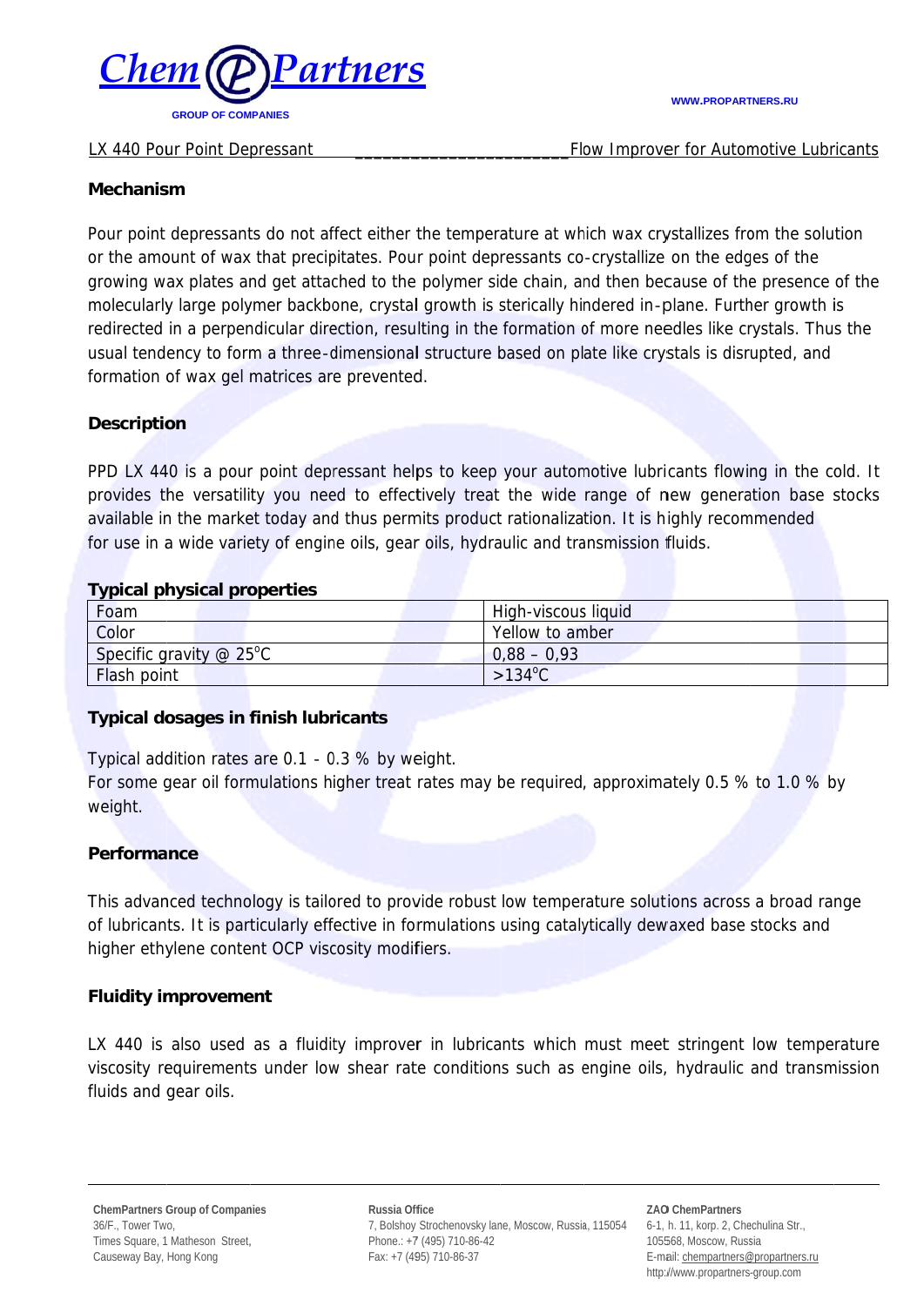LX 440 Pour Point Depressant ______________________ Flow Improver for Automotive Lubricants

## Mechanism

Pour point depressants do not affect either the temperature at which wax crystallizes from the solution or the amount of wax that precipitates. Pour point depressants co-crystallize on the edges of the growing wax plates and get attached to the polymer side chain, and then because of the presence of the molecularly large polymer backbone, crystal growth is sterically hindered in-plane. Further growth is redirected in a perpendicular direction, resulting in the formation of more needles like crystals. Thus the usual tendency to form a three-dimensional structure based on plate like crystals is disrupted, and formation of wax gel matrices are prevented.

## Description

PPD LX 440 is a pour point depressant helps to keep your automotive lubricants flowing in the cold. It provides the versatility you need to effectively treat the wide range of new generation base stocks available in the market today and thus permits product rationalization. It is highly recommended for use in a wide variety of engine oils, gear oils, hydraulic and transmission fluids.

## Typical physical properties

| Foam | High-viscous liquid |
|---|---|
| Color | Yellow to amber |
| Specific gravity @ 25°C | 0,88 – 0,93 |
| Flash point | >134°C |

## Typical dosages in finish lubricants

Typical addition rates are 0.1 - 0.3 % by weight.
For some gear oil formulations higher treat rates may be required, approximately 0.5 % to 1.0 % by weight.

## Performance

This advanced technology is tailored to provide robust low temperature solutions across a broad range of lubricants. It is particularly effective in formulations using catalytically dewaxed base stocks and higher ethylene content OCP viscosity modifiers.

## Fluidity improvement

LX 440 is also used as a fluidity improver in lubricants which must meet stringent low temperature viscosity requirements under low shear rate conditions such as engine oils, hydraulic and transmission fluids and gear oils.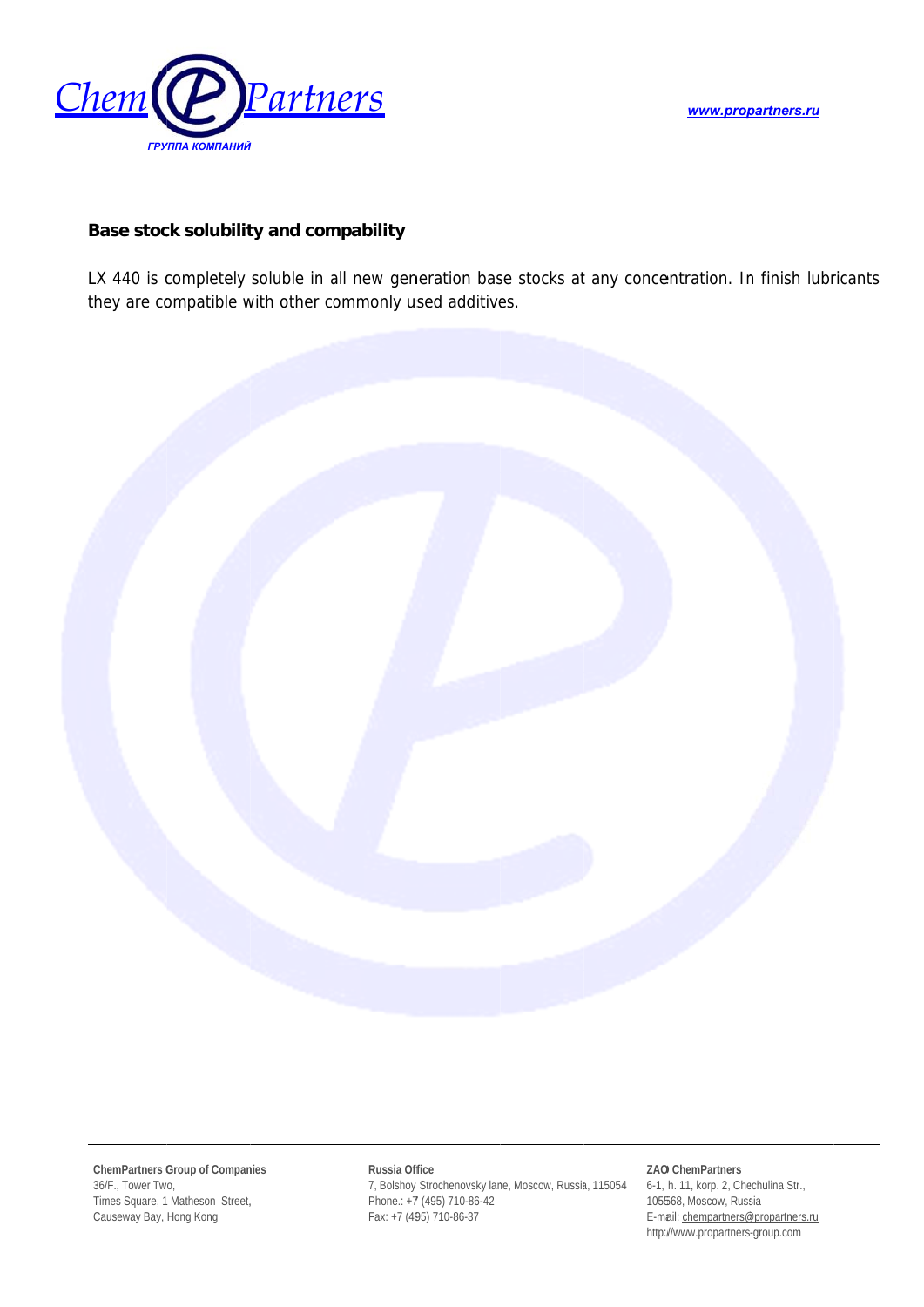**Base stock solubility and compability**

LX 440 is completely soluble in all new generation base stocks at any concentration. In finish lubricants they are compatible with other commonly used additives.